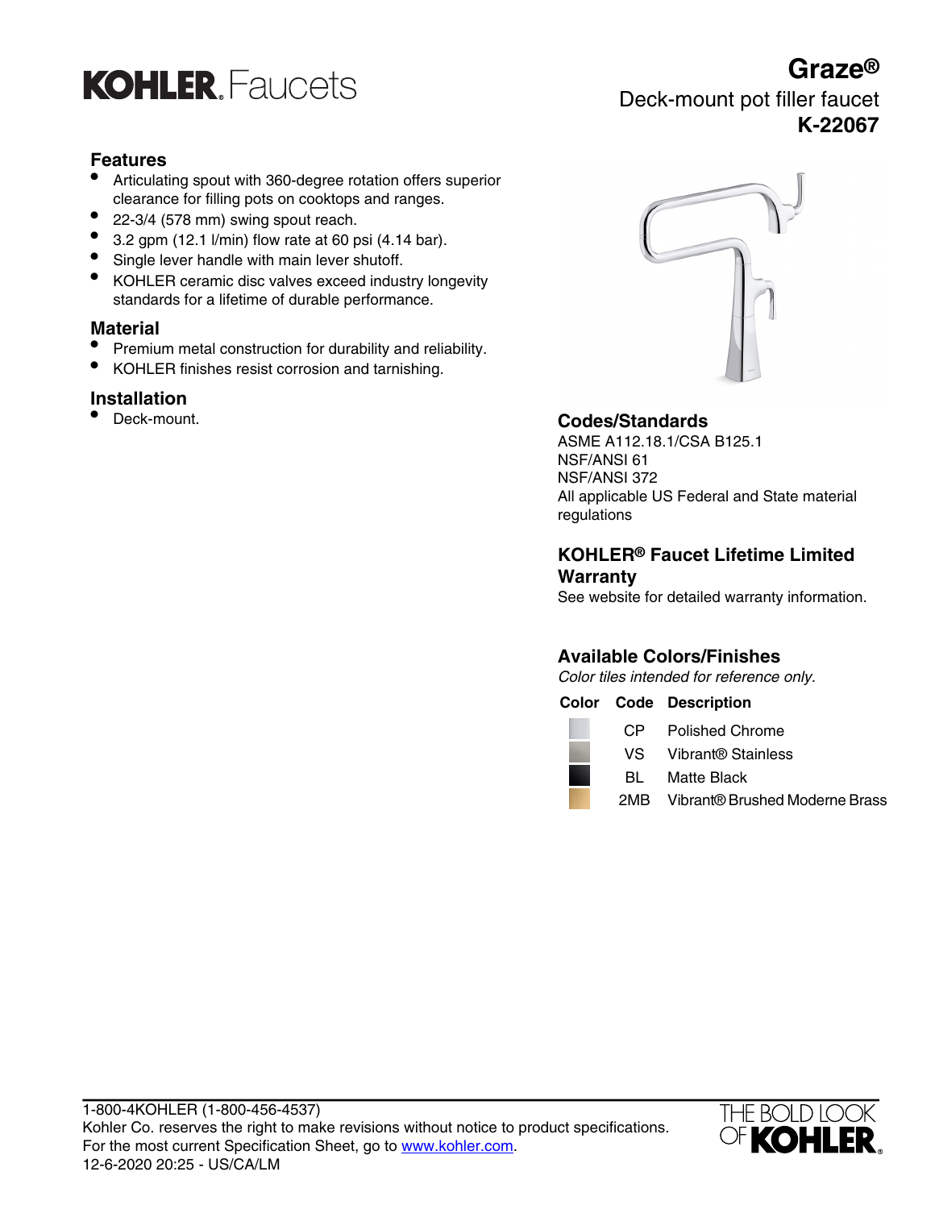# KOHLER Faucets

## Graze®

Deck-mount pot filler faucet

**K-22067**

### Features

- Articulating spout with 360-degree rotation offers superior clearance for filling pots on cooktops and ranges.
- 22-3/4 (578 mm) swing spout reach.
- 3.2 gpm (12.1 l/min) flow rate at 60 psi (4.14 bar).
- Single lever handle with main lever shutoff.
- KOHLER ceramic disc valves exceed industry longevity standards for a lifetime of durable performance.

### Material

- Premium metal construction for durability and reliability.
- KOHLER finishes resist corrosion and tarnishing.

### Installation

- Deck-mount.

### Codes/Standards

ASME A112.18.1/CSA B125.1
NSF/ANSI 61
NSF/ANSI 372
All applicable US Federal and State material regulations

### KOHLER® Faucet Lifetime Limited Warranty

See website for detailed warranty information.

### Available Colors/Finishes

*Color tiles intended for reference only.*

| Color | Code | Description |
|---|---|---|
| | CP | Polished Chrome |
| | VS | Vibrant® Stainless |
| | BL | Matte Black |
| | 2MB | Vibrant® Brushed Moderne Brass |

1-800-4KOHLER (1-800-456-4537)
Kohler Co. reserves the right to make revisions without notice to product specifications.
For the most current Specification Sheet, go to www.kohler.com.
12-6-2020 20:25 - US/CA/LM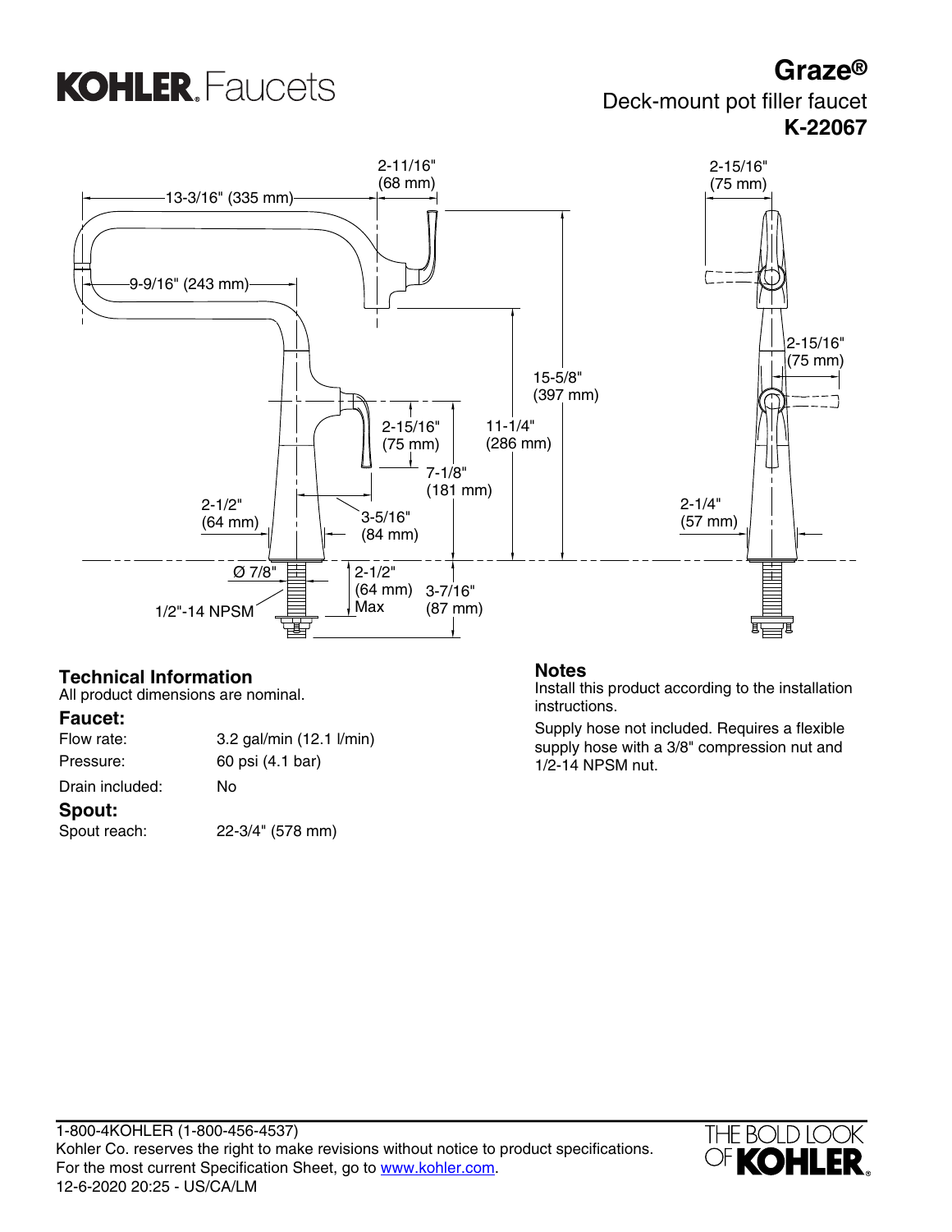KOHLER. Faucets

# Graze®

Deck-mount pot filler faucet

**K-22067**

2-11/16" (68 mm)

13-3/16" (335 mm)

9-9/16" (243 mm)

15-5/8" (397 mm)

11-1/4" (286 mm)

2-15/16" (75 mm)

7-1/8" (181 mm)

2-1/2" (64 mm)

3-5/16" (84 mm)

Ø 7/8"

1/2"-14 NPSM

2-1/2" (64 mm) Max

3-7/16" (87 mm)

2-15/16" (75 mm)

2-15/16" (75 mm)

2-1/4" (57 mm)

## Technical Information

All product dimensions are nominal.

### Faucet:

| | |
|---|---|
| Flow rate: | 3.2 gal/min (12.1 l/min) |
| Pressure: | 60 psi (4.1 bar) |
| Drain included: | No |

### Spout:

| | |
|---|---|
| Spout reach: | 22-3/4" (578 mm) |

## Notes

Install this product according to the installation instructions.

Supply hose not included. Requires a flexible supply hose with a 3/8" compression nut and 1/2-14 NPSM nut.

1-800-4KOHLER (1-800-456-4537)
Kohler Co. reserves the right to make revisions without notice to product specifications.
For the most current Specification Sheet, go to www.kohler.com.
12-6-2020 20:25 - US/CA/LM

THE BOLD LOOK OF KOHLER.